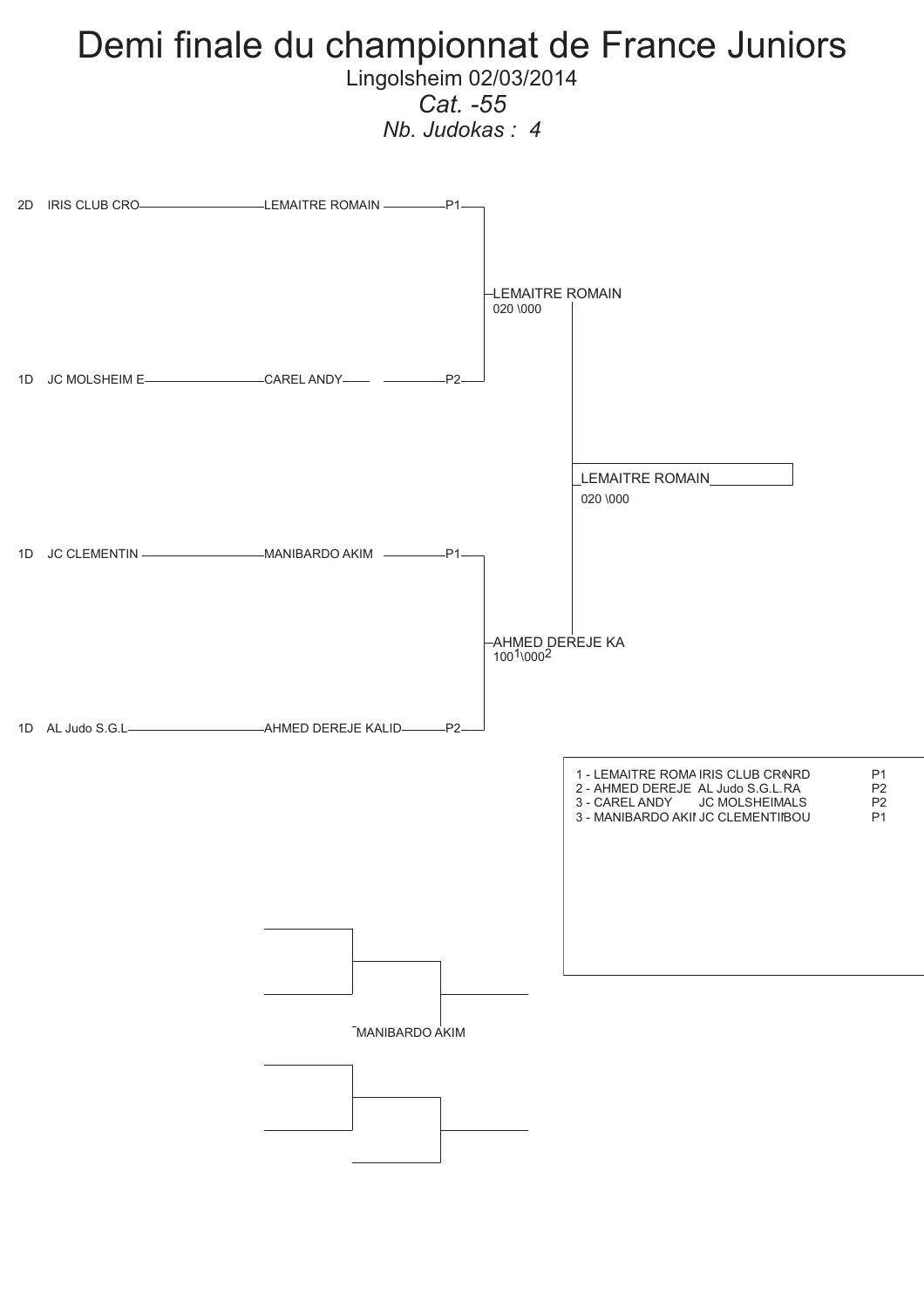# Demi finale du championnat de France Juniors

Lingolsheim 02/03/2014

*Cat. -55*

*Nb. Judokas : 4*

| | Club | Judoka | Poule |
|---|---|---|---|
| 2D | IRIS CLUB CRO | LEMAITRE ROMAIN | P1 |
| 1D | JC MOLSHEIM E | CAREL ANDY | P2 |
| 1D | JC CLEMENTIN | MANIBARDO AKIM | P1 |
| 1D | AL Judo S.G.L | AHMED DEREJE KALID | P2 |

LEMAITRE ROMAIN
020 \000

AHMED DEREJE KA
100[1]\000[2]

LEMAITRE ROMAIN
020 \000

| Classement | Club | | Poule |
|---|---|---|---|
| 1 - LEMAITRE ROMA | IRIS CLUB CR | NRD | P1 |
| 2 - AHMED DEREJE | AL Judo S.G.L. | RA | P2 |
| 3 - CAREL ANDY | JC MOLSHEIM | ALS | P2 |
| 3 - MANIBARDO AKI | JC CLEMENTI | BOU | P1 |

MANIBARDO AKIM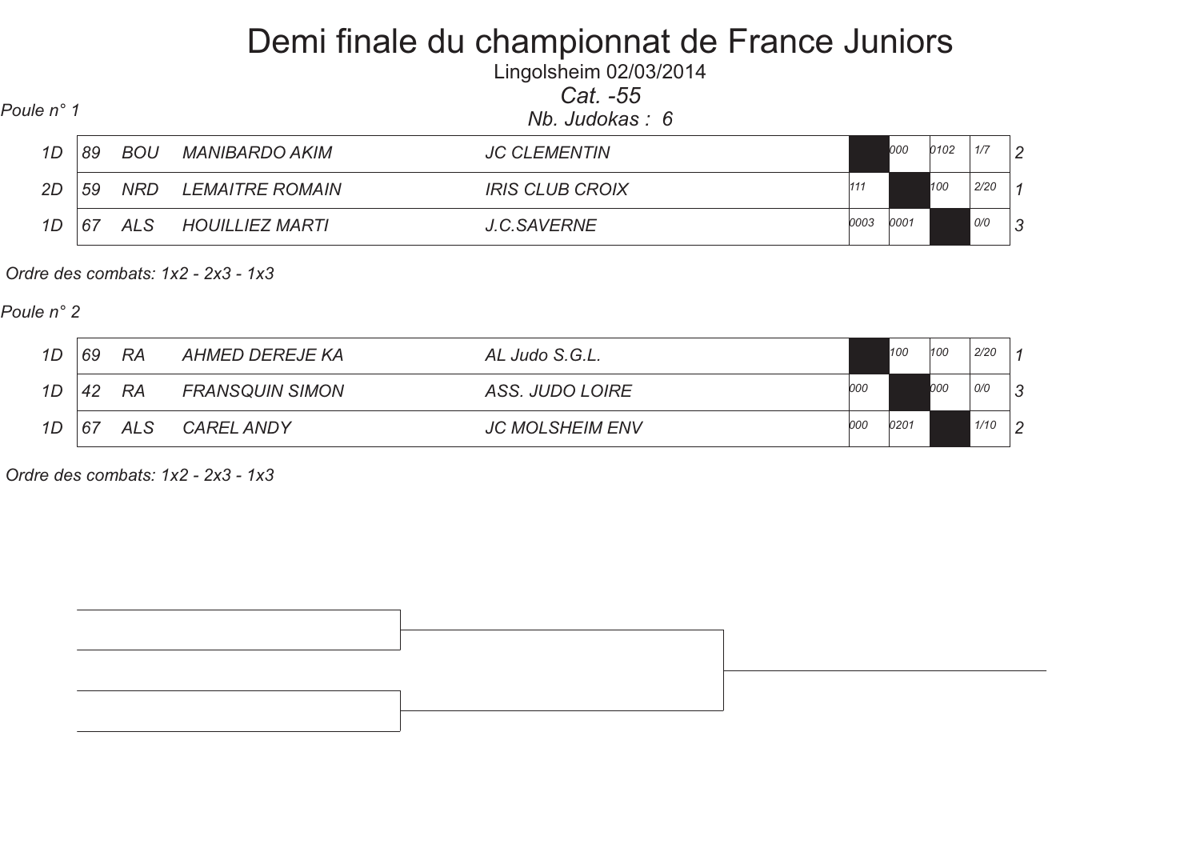# Demi finale du championnat de France Juniors

Lingolsheim 02/03/2014

*Cat. -55*

*Nb. Judokas : 6*

*Poule n° 1*

| | | | | | 1 | 2 | 3 | | |
|---|---|---|---|---|---|---|---|---|---|
| 1D | 89 | BOU | MANIBARDO AKIM | JC CLEMENTIN | | 000 | 0102 | 1/7 | 2 |
| 2D | 59 | NRD | LEMAITRE ROMAIN | IRIS CLUB CROIX | 111 | | 100 | 2/20 | 1 |
| 1D | 67 | ALS | HOUILLIEZ MARTI | J.C.SAVERNE | 0003 | 0001 | | 0/0 | 3 |

*Ordre des combats: 1x2 - 2x3 - 1x3*

*Poule n° 2*

| | | | | | 1 | 2 | 3 | | |
|---|---|---|---|---|---|---|---|---|---|
| 1D | 69 | RA | AHMED DEREJE KA | AL Judo S.G.L. | | 100 | 100 | 2/20 | 1 |
| 1D | 42 | RA | FRANSQUIN SIMON | ASS. JUDO LOIRE | 000 | | 000 | 0/0 | 3 |
| 1D | 67 | ALS | CAREL ANDY | JC MOLSHEIM ENV | 000 | 0201 | | 1/10 | 2 |

*Ordre des combats: 1x2 - 2x3 - 1x3*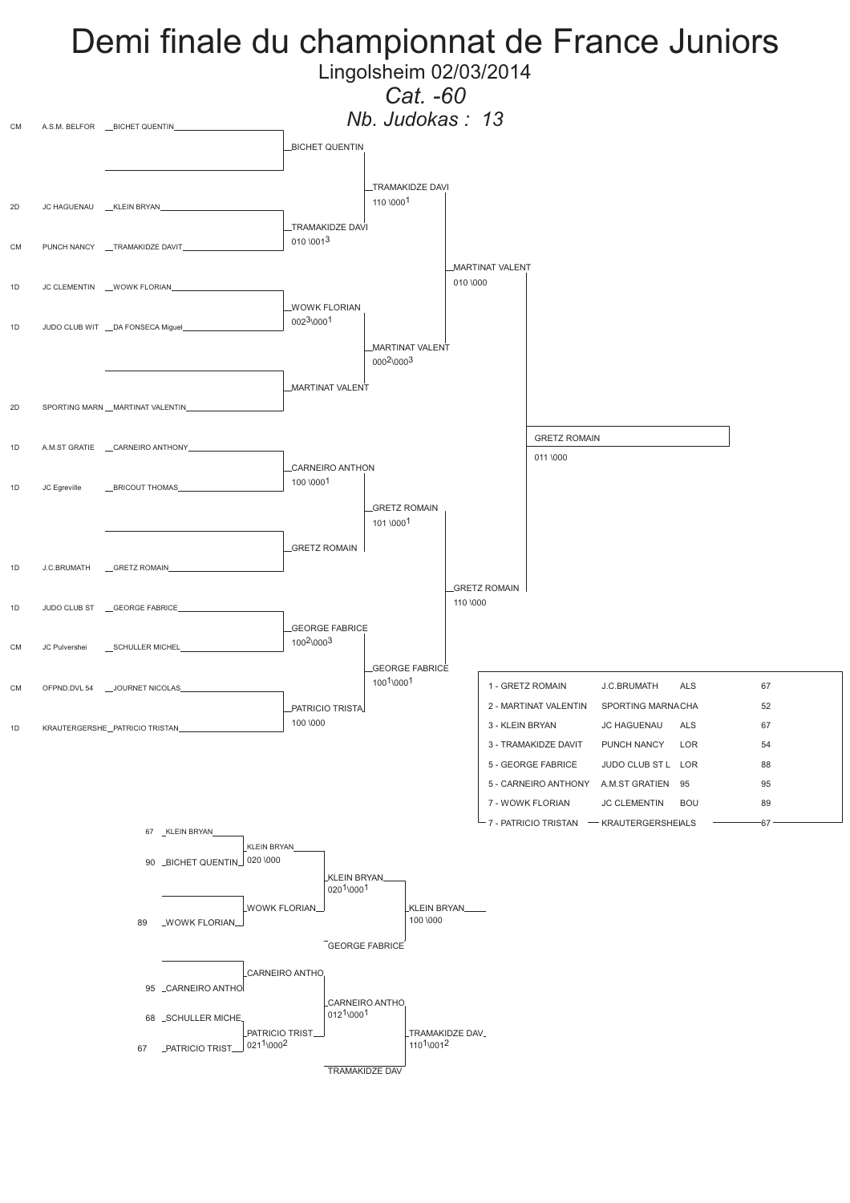# Demi finale du championnat de France Juniors

Lingolsheim 02/03/2014

*Cat. -60*

*Nb. Judokas : 13*

## Tableau principal

| Grade | Club | Judoka |
|---|---|---|
| CM | A.S.M. BELFOR | BICHET QUENTIN |
| 2D | JC HAGUENAU | KLEIN BRYAN |
| CM | PUNCH NANCY | TRAMAKIDZE DAVIT |
| 1D | JC CLEMENTIN | WOWK FLORIAN |
| 1D | JUDO CLUB WIT | DA FONSECA Miguel |
| 2D | SPORTING MARN | MARTINAT VALENTIN |
| 1D | A.M.ST GRATIE | CARNEIRO ANTHONY |
| 1D | JC Egreville | BRICOUT THOMAS |
| 1D | J.C.BRUMATH | GRETZ ROMAIN |
| 1D | JUDO CLUB ST | GEORGE FABRICE |
| CM | JC Pulvershei | SCHULLER MICHEL |
| CM | OFPND.DVL 54 | JOURNET NICOLAS |
| 1D | KRAUTERGERSHE | PATRICIO TRISTAN |

### Premier tour

- BICHET QUENTIN (exempt)
- TRAMAKIDZE DAVI — 010 \001[3]
- WOWK FLORIAN — 002[3]\000[1]
- MARTINAT VALENT (exempt)
- CARNEIRO ANTHON — 100 \000[1]
- GRETZ ROMAIN (exempt)
- GEORGE FABRICE — 100[2]\000[3]
- PATRICIO TRISTA — 100 \000

### Deuxième tour

- TRAMAKIDZE DAVI — 110 \000[1]
- MARTINAT VALENT — 000[2]\000[3]
- GRETZ ROMAIN — 101 \000[1]
- GEORGE FABRICE — 100[1]\000[1]

### Demi-finales

- MARTINAT VALENT — 010 \000
- GRETZ ROMAIN — 110 \000

### Finale

- GRETZ ROMAIN — 011 \000

## Classement

| Place | Judoka | Club | Ligue | Dpt |
|---|---|---|---|---|
| 1 | GRETZ ROMAIN | J.C.BRUMATH | ALS | 67 |
| 2 | MARTINAT VALENTIN | SPORTING MARNA | CHA | 52 |
| 3 | KLEIN BRYAN | JC HAGUENAU | ALS | 67 |
| 3 | TRAMAKIDZE DAVIT | PUNCH NANCY | LOR | 54 |
| 5 | GEORGE FABRICE | JUDO CLUB ST L | LOR | 88 |
| 5 | CARNEIRO ANTHONY | A.M.ST GRATIEN | 95 | 95 |
| 7 | WOWK FLORIAN | JC CLEMENTIN | BOU | 89 |
| 7 | PATRICIO TRISTAN | KRAUTERGERSHEI | ALS | 67 |

## Repêchages

### Repêchage 1

- 67 KLEIN BRYAN
- 90 BICHET QUENTIN
- 89 WOWK FLORIAN

- KLEIN BRYAN — 020 \000
- WOWK FLORIAN (exempt)
- KLEIN BRYAN — 020[1]\000[1]
- KLEIN BRYAN — 100 \000 (contre GEORGE FABRICE)

### Repêchage 2

- 95 CARNEIRO ANTHO
- 68 SCHULLER MICHE
- 67 PATRICIO TRIST

- CARNEIRO ANTHO (exempt)
- PATRICIO TRIST — 021[1]\000[2]
- CARNEIRO ANTHO — 012[1]\000[1]
- TRAMAKIDZE DAV — 110[1]\001[2] (contre CARNEIRO ANTHO)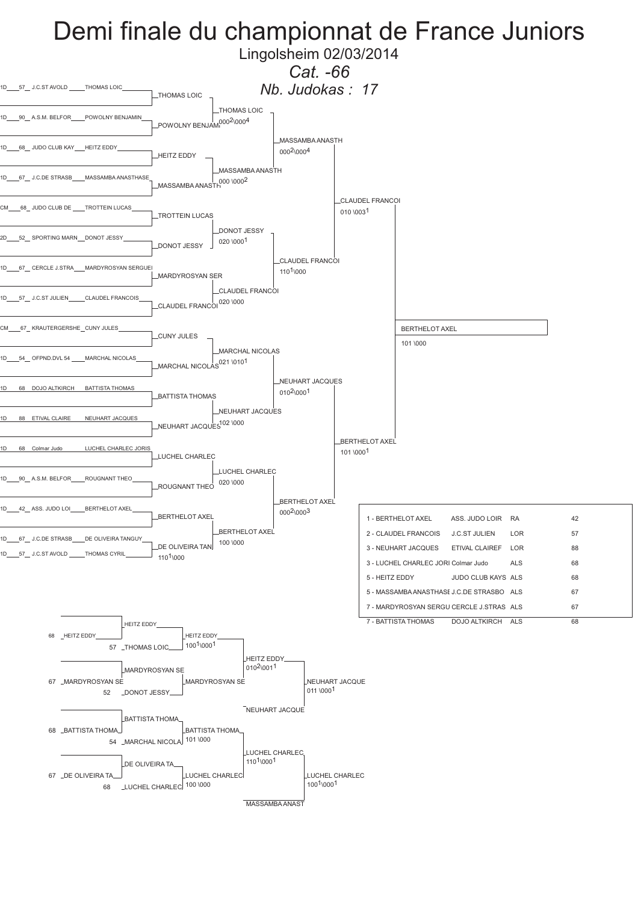# Demi finale du championnat de France Juniors

Lingolsheim 02/03/2014

*Cat. -66*

*Nb. Judokas : 17*

## Tableau principal

| Grade | Dép. | Club | Nom |
|---|---|---|---|
| 1D | 57 | J.C.ST AVOLD | THOMAS LOIC |
| 1D | 90 | A.S.M. BELFOR | POWOLNY BENJAMIN |
| 1D | 68 | JUDO CLUB KAY | HEITZ EDDY |
| 1D | 67 | J.C.DE STRASB | MASSAMBA ANASTHASE |
| CM | 68 | JUDO CLUB DE | TROTTEIN LUCAS |
| 2D | 52 | SPORTING MARN | DONOT JESSY |
| 1D | 67 | CERCLE J.STRA | MARDYROSYAN SERGUEI |
| 1D | 57 | J.C.ST JULIEN | CLAUDEL FRANCOIS |
| CM | 67 | KRAUTERGERSHE | CUNY JULES |
| 1D | 54 | OFPND.DVL 54 | MARCHAL NICOLAS |
| 1D | 68 | DOJO ALTKIRCH | BATTISTA THOMAS |
| 1D | 88 | ETIVAL CLAIRE | NEUHART JACQUES |
| 1D | 68 | Colmar Judo | LUCHEL CHARLEC JORIS |
| 1D | 90 | A.S.M. BELFOR | ROUGNANT THEO |
| 1D | 42 | ASS. JUDO LOI | BERTHELOT AXEL |
| 1D | 67 | J.C.DE STRASB | DE OLIVEIRA TANGUY |
| 1D | 57 | J.C.ST AVOLD | THOMAS CYRIL |

### Premier tour

- THOMAS LOIC
- POWOLNY BENJAMIN
- HEITZ EDDY
- MASSAMBA ANASTH
- TROTTEIN LUCAS
- DONOT JESSY
- MARDYROSYAN SER
- CLAUDEL FRANCOI
- CUNY JULES
- MARCHAL NICOLAS
- BATTISTA THOMAS
- NEUHART JACQUES
- LUCHEL CHARLEC
- ROUGNANT THEO
- BERTHELOT AXEL
- DE OLIVEIRA TAN (110[1]\000) — vs THOMAS CYRIL

### Deuxième tour

- THOMAS LOIC — 000[2]\000[4]
- MASSAMBA ANASTH — 000 \000[2]
- DONOT JESSY — 020 \000[1]
- CLAUDEL FRANCOI — 020 \000
- MARCHAL NICOLAS — 021 \010[1]
- NEUHART JACQUES — 102 \000
- LUCHEL CHARLEC — 020 \000
- BERTHELOT AXEL — 100 \000

### Quarts de finale

- MASSAMBA ANASTH — 000[2]\000[4]
- CLAUDEL FRANCOI — 110[1]\000
- NEUHART JACQUES — 010[2]\000[1]
- BERTHELOT AXEL — 000[2]\000[3]

### Demi-finales

- CLAUDEL FRANCOI — 010 \003[1]
- BERTHELOT AXEL — 101 \000[1]

### Finale

- BERTHELOT AXEL — 101 \000

## Classement

| Place | Nom | Club | Ligue | Dép. |
|---|---|---|---|---|
| 1 | BERTHELOT AXEL | ASS. JUDO LOIR | RA | 42 |
| 2 | CLAUDEL FRANCOIS | J.C.ST JULIEN | LOR | 57 |
| 3 | NEUHART JACQUES | ETIVAL CLAIREF | LOR | 88 |
| 3 | LUCHEL CHARLEC JORI | Colmar Judo | ALS | 68 |
| 5 | HEITZ EDDY | JUDO CLUB KAYS | ALS | 68 |
| 5 | MASSAMBA ANASTHASE | J.C.DE STRASBO | ALS | 67 |
| 7 | MARDYROSYAN SERGU | CERCLE J.STRAS | ALS | 67 |
| 7 | BATTISTA THOMAS | DOJO ALTKIRCH | ALS | 68 |

## Repêchages

- 68 HEITZ EDDY / 57 THOMAS LOIC → HEITZ EDDY — 100[1]\000[1]
- 67 MARDYROSYAN SE / 52 DONOT JESSY → MARDYROSYAN SE
- HEITZ EDDY vs MARDYROSYAN SE → HEITZ EDDY — 010[2]\001[1]
- HEITZ EDDY vs NEUHART JACQUE → NEUHART JACQUE — 011 \000[1]
- 68 BATTISTA THOMA / 54 MARCHAL NICOLA → BATTISTA THOMA — 101 \000
- 67 DE OLIVEIRA TA / 68 LUCHEL CHARLEC → LUCHEL CHARLEC — 100 \000
- BATTISTA THOMA vs LUCHEL CHARLEC → LUCHEL CHARLEC — 110[1]\000[1]
- LUCHEL CHARLEC vs MASSAMBA ANAST → LUCHEL CHARLEC — 100[1]\000[1]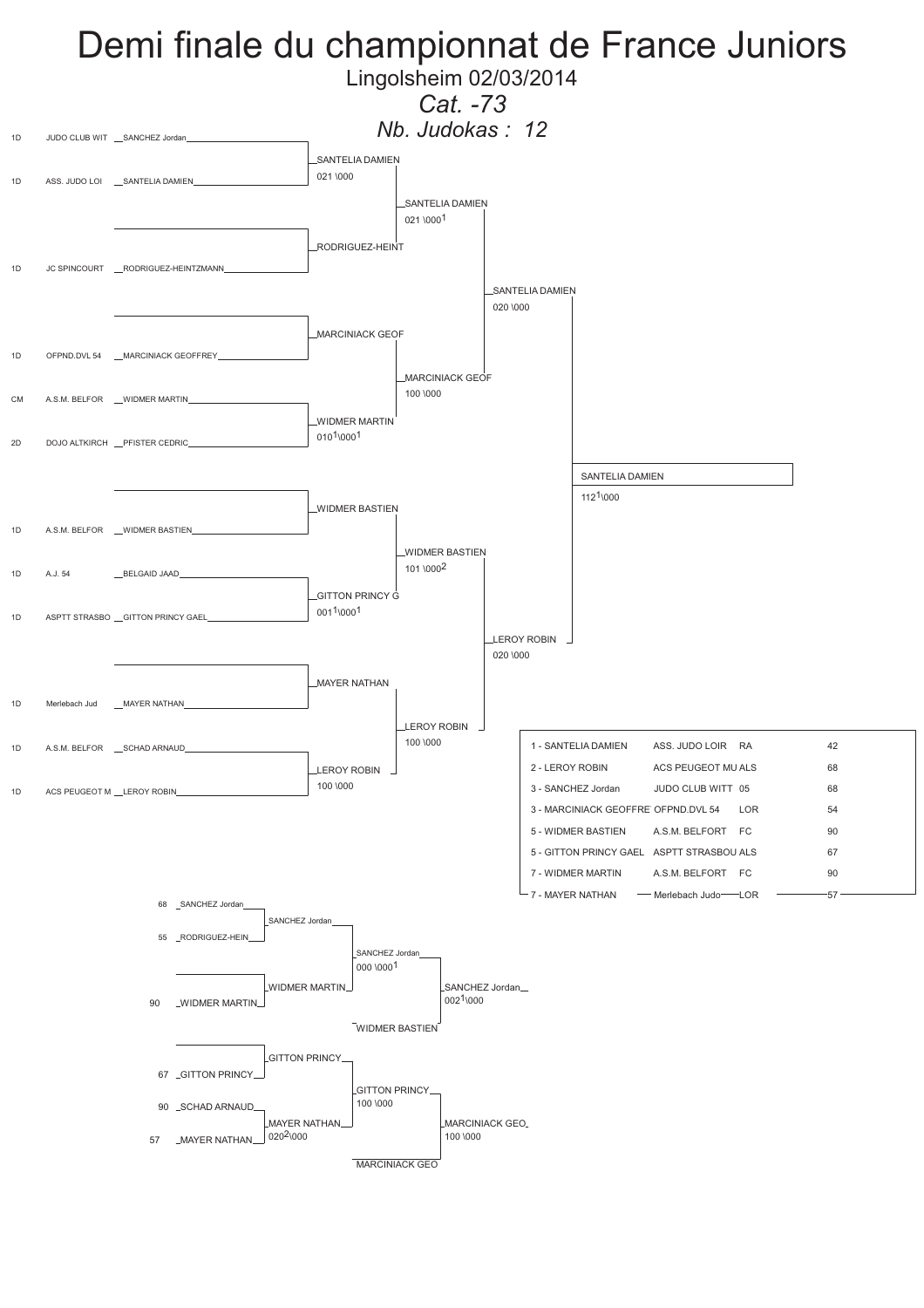# Demi finale du championnat de France Juniors

Lingolsheim 02/03/2014

*Cat. -73*

*Nb. Judokas : 12*

## Tableau principal

| Grade | Club | Judoka |
|---|---|---|
| 1D | JUDO CLUB WIT | SANCHEZ Jordan |
| 1D | ASS. JUDO LOI | SANTELIA DAMIEN |
| | | |
| 1D | JC SPINCOURT | RODRIGUEZ-HEINTZMANN |
| | | |
| 1D | OFPND.DVL 54 | MARCINIACK GEOFFREY |
| CM | A.S.M. BELFOR | WIDMER MARTIN |
| 2D | DOJO ALTKIRCH | PFISTER CEDRIC |
| | | |
| 1D | A.S.M. BELFOR | WIDMER BASTIEN |
| 1D | A.J. 54 | BELGAID JAAD |
| 1D | ASPTT STRASBO | GITTON PRINCY GAEL |
| | | |
| 1D | Merlebach Jud | MAYER NATHAN |
| 1D | A.S.M. BELFOR | SCHAD ARNAUD |
| 1D | ACS PEUGEOT M | LEROY ROBIN |

Tour 1 :
- SANTELIA DAMIEN 021 \000
- RODRIGUEZ-HEINT
- MARCINIACK GEOF
- WIDMER MARTIN 010[1]\000[1]
- WIDMER BASTIEN
- GITTON PRINCY G 001[1]\000[1]
- MAYER NATHAN
- LEROY ROBIN 100 \000

Tour 2 :
- SANTELIA DAMIEN 021 \000[1]
- MARCINIACK GEOF 100 \000
- WIDMER BASTIEN 101 \000[2]
- LEROY ROBIN 100 \000

Demi-finales :
- SANTELIA DAMIEN 020 \000
- LEROY ROBIN 020 \000

Finale :
- SANTELIA DAMIEN 112[1]\000

## Classement

| Place | Judoka | Club | Ligue | Dpt |
|---|---|---|---|---|
| 1 | SANTELIA DAMIEN | ASS. JUDO LOIR | RA | 42 |
| 2 | LEROY ROBIN | ACS PEUGEOT MU | ALS | 68 |
| 3 | SANCHEZ Jordan | JUDO CLUB WITT | 05 | 68 |
| 3 | MARCINIACK GEOFFRE | OFPND.DVL 54 | LOR | 54 |
| 5 | WIDMER BASTIEN | A.S.M. BELFORT | FC | 90 |
| 5 | GITTON PRINCY GAEL | ASPTT STRASBOU | ALS | 67 |
| 7 | WIDMER MARTIN | A.S.M. BELFORT | FC | 90 |
| 7 | MAYER NATHAN | Merlebach Judo | LOR | 57 |

## Repêchages

| Dpt | Judoka |
|---|---|
| 68 | SANCHEZ Jordan |
| 55 | RODRIGUEZ-HEIN |
| | |
| 90 | WIDMER MARTIN |
| | |
| 67 | GITTON PRINCY |
| 90 | SCHAD ARNAUD |
| 57 | MAYER NATHAN |

- SANCHEZ Jordan
- WIDMER MARTIN
- SANCHEZ Jordan 000 \000[1]
- SANCHEZ Jordan 002[1]\000 (contre WIDMER BASTIEN)
- GITTON PRINCY
- MAYER NATHAN 020[2]\000
- GITTON PRINCY 100 \000
- MARCINIACK GEO 100 \000 (contre MARCINIACK GEO)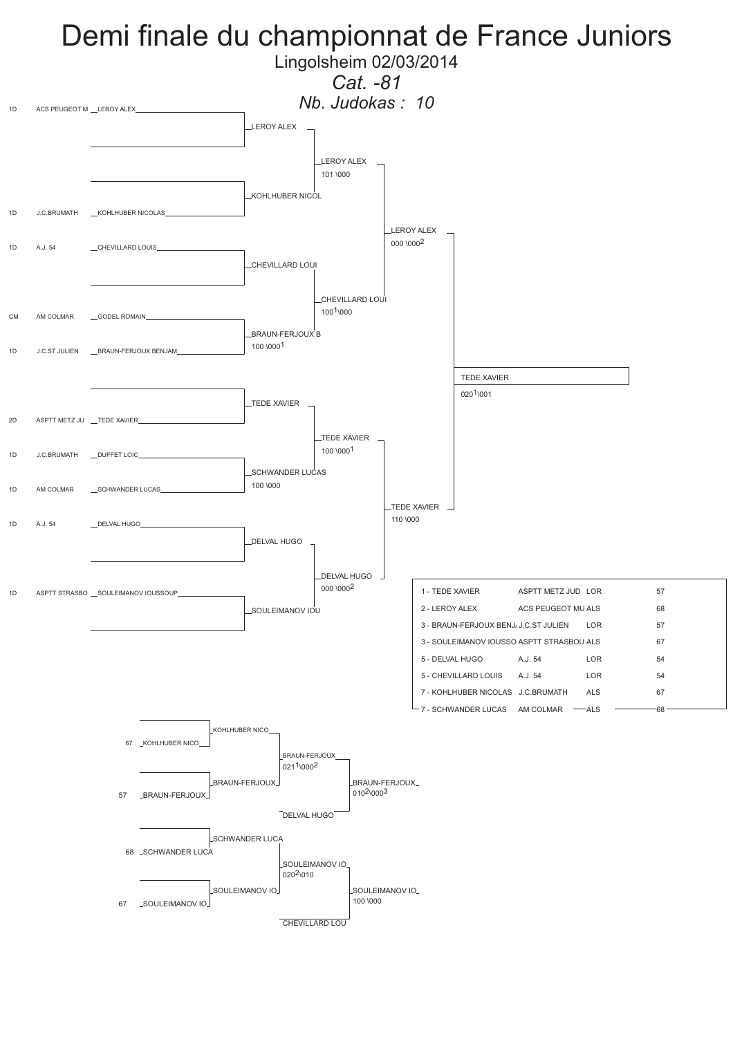# Demi finale du championnat de France Juniors

Lingolsheim 02/03/2014

*Cat. -81*

*Nb. Judokas : 10*

## Tableau principal

| Grade | Club | Judoka |
| --- | --- | --- |
| 1D | ACS PEUGEOT M | LEROY ALEX |
| 1D | J.C.BRUMATH | KOHLHUBER NICOLAS |
| 1D | A.J. 54 | CHEVILLARD LOUIS |
| CM | AM COLMAR | GODEL ROMAIN |
| 1D | J.C.ST JULIEN | BRAUN-FERJOUX BENJAM |
| 2D | ASPTT METZ JU | TEDE XAVIER |
| 1D | J.C.BRUMATH | DUFFET LOIC |
| 1D | AM COLMAR | SCHWANDER LUCAS |
| 1D | A.J. 54 | DELVAL HUGO |
| 1D | ASPTT STRASBO | SOULEIMANOV IOUSSOUP |

### Tour 1

- LEROY ALEX
- KOHLHUBER NICOL
- CHEVILLARD LOUI
- BRAUN-FERJOUX B — 100 \000[1]
- TEDE XAVIER
- SCHWANDER LUCAS — 100 \000
- DELVAL HUGO
- SOULEIMANOV IOU

### Tour 2

- LEROY ALEX — 101 \000
- CHEVILLARD LOUI — 100[1]\000
- TEDE XAVIER — 100 \000[1]
- DELVAL HUGO — 000 \000[2]

### Demi-finales

- LEROY ALEX — 000 \000[2]
- TEDE XAVIER — 110 \000

### Finale

- TEDE XAVIER — 020[1]\001

## Classement

| Place | Judoka | Club | Ligue | |
| --- | --- | --- | --- | --- |
| 1 | TEDE XAVIER | ASPTT METZ JUD | LOR | 57 |
| 2 | LEROY ALEX | ACS PEUGEOT MU | ALS | 68 |
| 3 | BRAUN-FERJOUX BENJ | J.C.ST JULIEN | LOR | 57 |
| 3 | SOULEIMANOV IOUSSO | ASPTT STRASBOU | ALS | 67 |
| 5 | DELVAL HUGO | A.J. 54 | LOR | 54 |
| 5 | CHEVILLARD LOUIS | A.J. 54 | LOR | 54 |
| 7 | KOHLHUBER NICOLAS | J.C.BRUMATH | ALS | 67 |
| 7 | SCHWANDER LUCAS | AM COLMAR | ALS | 68 |

## Repêchages

### Repêchage 1

- 67 KOHLHUBER NICO
- 57 BRAUN-FERJOUX
- Tour 1 : KOHLHUBER NICO / BRAUN-FERJOUX
- BRAUN-FERJOUX — 021[1]\000[2]
- Contre DELVAL HUGO : BRAUN-FERJOUX — 010[2]\000[3]

### Repêchage 2

- 68 SCHWANDER LUCA
- 67 SOULEIMANOV IO
- Tour 1 : SCHWANDER LUCA / SOULEIMANOV IO
- SOULEIMANOV IO — 020[2]\010
- Contre CHEVILLARD LOU : SOULEIMANOV IO — 100 \000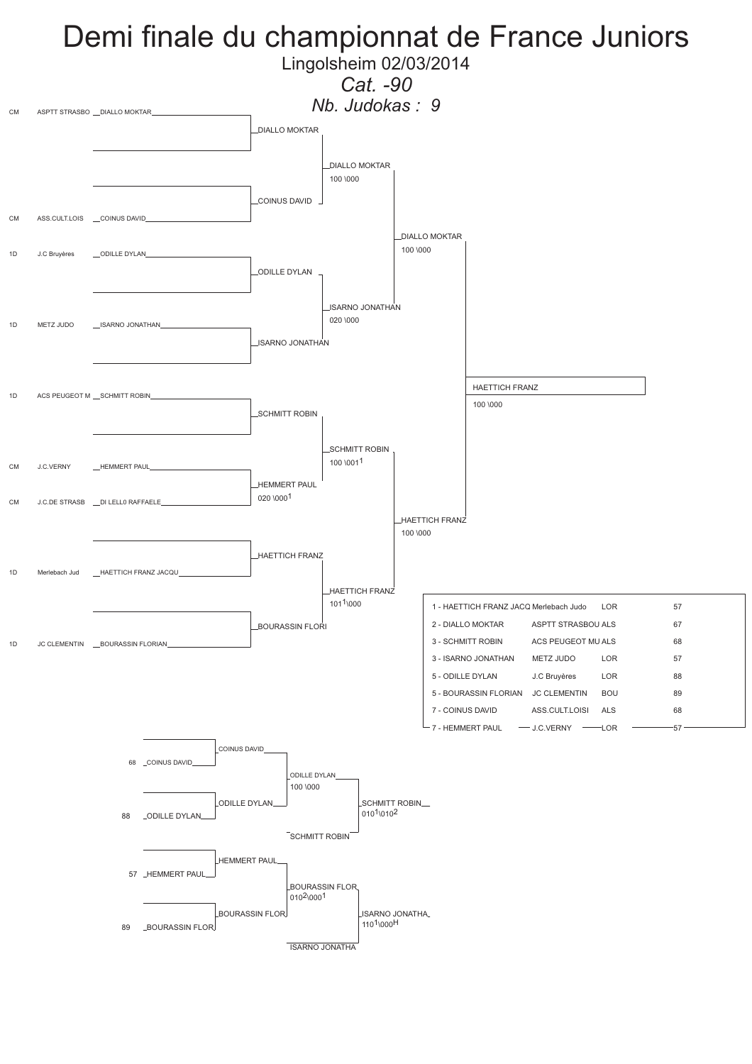# Demi finale du championnat de France Juniors

Lingolsheim 02/03/2014

*Cat. -90*

*Nb. Judokas : 9*

## Tableau principal

| Grade | Club | Judoka |
|---|---|---|
| CM | ASPTT STRASBO | DIALLO MOKTAR |
| CM | ASS.CULT.LOIS | COINUS DAVID |
| 1D | J.C Bruyères | ODILLE DYLAN |
| 1D | METZ JUDO | ISARNO JONATHAN |
| 1D | ACS PEUGEOT M | SCHMITT ROBIN |
| CM | J.C.VERNY | HEMMERT PAUL |
| CM | J.C.DE STRASB | DI LELL0 RAFFAELE |
| 1D | Merlebach Jud | HAETTICH FRANZ JACQU |
| 1D | JC CLEMENTIN | BOURASSIN FLORIAN |

**Premier tour**
- DIALLO MOKTAR
- COINUS DAVID
- ODILLE DYLAN
- ISARNO JONATHAN
- SCHMITT ROBIN
- HEMMERT PAUL bat DI LELL0 RAFFAELE — 020 \000[1]
- HAETTICH FRANZ
- BOURASSIN FLORI

**Quarts de finale**
- DIALLO MOKTAR bat COINUS DAVID — 100 \000
- ISARNO JONATHAN bat ODILLE DYLAN — 020 \000
- SCHMITT ROBIN bat HEMMERT PAUL — 100 \001[1]
- HAETTICH FRANZ bat BOURASSIN FLORI — 101[1]\000

**Demi-finales**
- DIALLO MOKTAR bat ISARNO JONATHAN — 100 \000
- HAETTICH FRANZ bat SCHMITT ROBIN — 100 \000

**Finale**
- HAETTICH FRANZ bat DIALLO MOKTAR — 100 \000

## Classement

| Place | Judoka | Club | Ligue | |
|---|---|---|---|---|
| 1 | HAETTICH FRANZ JACQ | Merlebach Judo | LOR | 57 |
| 2 | DIALLO MOKTAR | ASPTT STRASBOU | ALS | 67 |
| 3 | SCHMITT ROBIN | ACS PEUGEOT MU | ALS | 68 |
| 3 | ISARNO JONATHAN | METZ JUDO | LOR | 57 |
| 5 | ODILLE DYLAN | J.C Bruyères | LOR | 88 |
| 5 | BOURASSIN FLORIAN | JC CLEMENTIN | BOU | 89 |
| 7 | COINUS DAVID | ASS.CULT.LOISI | ALS | 68 |
| 7 | HEMMERT PAUL | J.C.VERNY | LOR | 57 |

## Repêchages

| | Judoka |
|---|---|
| 68 | COINUS DAVID |
| 88 | ODILLE DYLAN |
| 57 | HEMMERT PAUL |
| 89 | BOURASSIN FLOR |

- ODILLE DYLAN bat COINUS DAVID — 100 \000
- SCHMITT ROBIN bat ODILLE DYLAN — 010[1]\010[2]
- BOURASSIN FLOR bat HEMMERT PAUL — 010[2]\000[1]
- ISARNO JONATHA bat BOURASSIN FLOR — 110[1]\000H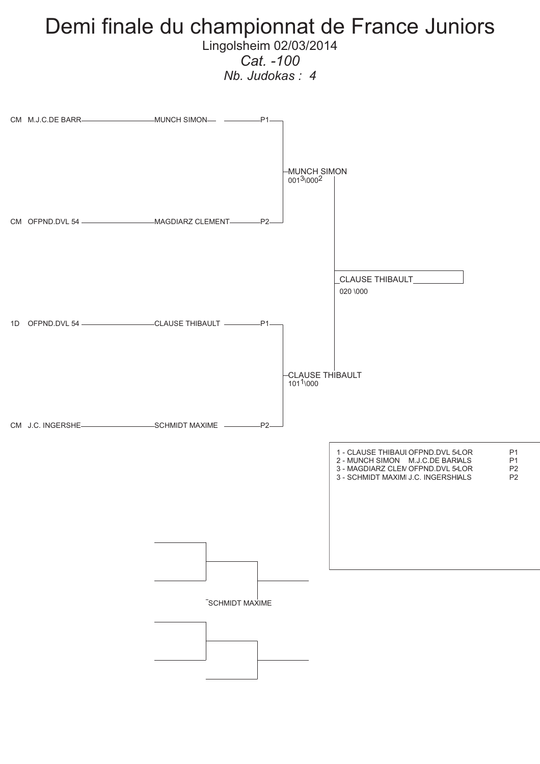# Demi finale du championnat de France Juniors

Lingolsheim 02/03/2014

*Cat. -100*

*Nb. Judokas : 4*

| Grade | Club | Judoka | Poule |
|---|---|---|---|
| CM | M.J.C.DE BARR | MUNCH SIMON | P1 |
| CM | OFPND.DVL 54 | MAGDIARZ CLEMENT | P2 |
| 1D | OFPND.DVL 54 | CLAUSE THIBAULT | P1 |
| CM | J.C. INGERSHE | SCHMIDT MAXIME | P2 |

MUNCH SIMON
0013\0002

CLAUSE THIBAULT
1011\000

CLAUSE THIBAULT
020 \000

| Classement | Judoka | Club | Ligue | Poule |
|---|---|---|---|---|
| 1 | CLAUSE THIBAUL | OFPND.DVL 54 | LOR | P1 |
| 2 | MUNCH SIMON | M.J.C.DE BAR | ALS | P1 |
| 3 | MAGDIARZ CLEM | OFPND.DVL 54 | LOR | P2 |
| 3 | SCHMIDT MAXIM | J.C. INGERSH | ALS | P2 |

SCHMIDT MAXIME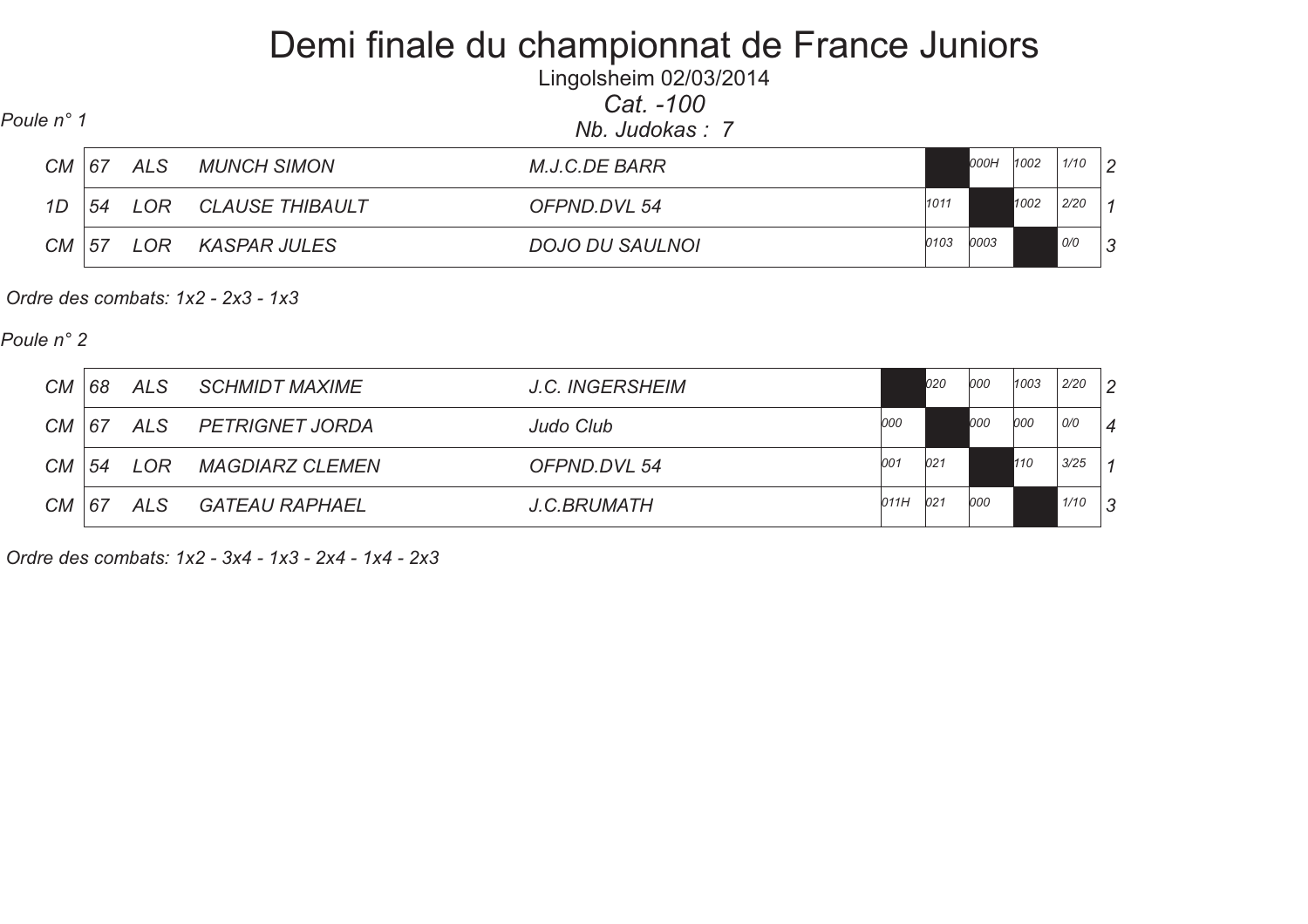# Demi finale du championnat de France Juniors

Lingolsheim 02/03/2014

*Cat. -100*

*Poule n° 1*

*Nb. Judokas : 7*

| | | | | | 1 | 2 | 3 | | |
|---|---|---|---|---|---|---|---|---|---|
| CM | 67 | ALS | MUNCH SIMON | M.J.C.DE BARR | | 000H | 1002 | 1/10 | 2 |
| 1D | 54 | LOR | CLAUSE THIBAULT | OFPND.DVL 54 | 1011 | | 1002 | 2/20 | 1 |
| CM | 57 | LOR | KASPAR JULES | DOJO DU SAULNOI | 0103 | 0003 | | 0/0 | 3 |

*Ordre des combats: 1x2 - 2x3 - 1x3*

*Poule n° 2*

| | | | | | 1 | 2 | 3 | 4 | | |
|---|---|---|---|---|---|---|---|---|---|---|
| CM | 68 | ALS | SCHMIDT MAXIME | J.C. INGERSHEIM | | 020 | 000 | 1003 | 2/20 | 2 |
| CM | 67 | ALS | PETRIGNET JORDA | Judo Club | 000 | | 000 | 000 | 0/0 | 4 |
| CM | 54 | LOR | MAGDIARZ CLEMEN | OFPND.DVL 54 | 001 | 021 | | 110 | 3/25 | 1 |
| CM | 67 | ALS | GATEAU RAPHAEL | J.C.BRUMATH | 011H | 021 | 000 | | 1/10 | 3 |

*Ordre des combats: 1x2 - 3x4 - 1x3 - 2x4 - 1x4 - 2x3*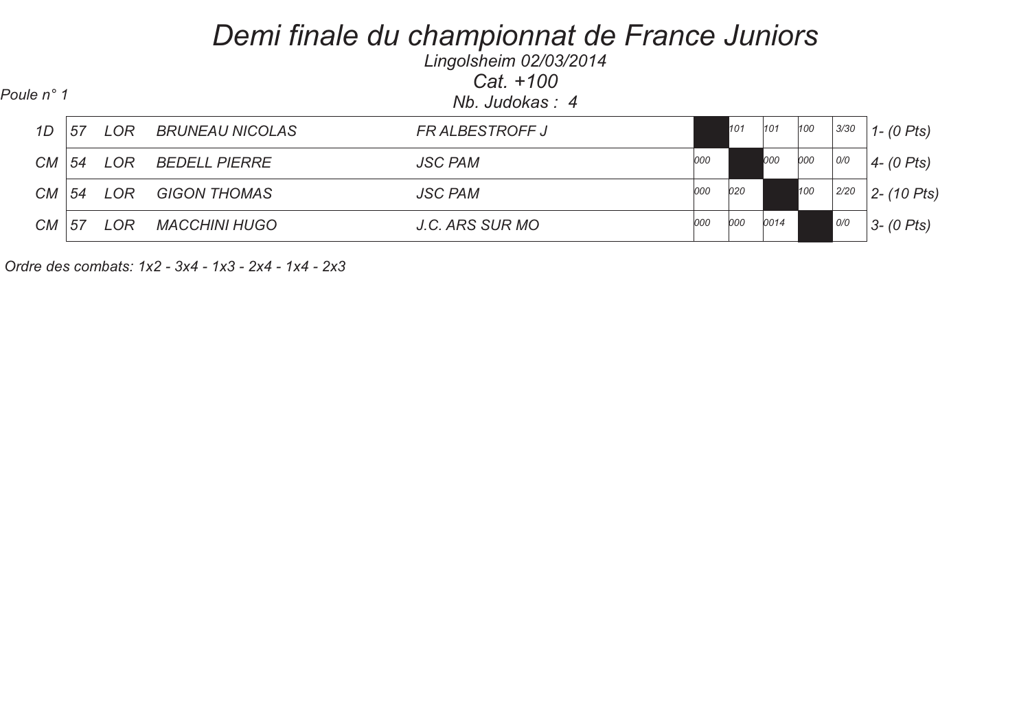# Demi finale du championnat de France Juniors

*Lingolsheim 02/03/2014*

*Cat. +100*

*Nb. Judokas : 4*

*Poule n° 1*

| | | | | | | | | | | |
|---|---|---|---|---|---|---|---|---|---|---|
| 1D | 57 | LOR | BRUNEAU NICOLAS | FR ALBESTROFF J | | 101 | 101 | 100 | 3/30 | 1- (0 Pts) |
| CM | 54 | LOR | BEDELL PIERRE | JSC PAM | 000 | | 000 | 000 | 0/0 | 4- (0 Pts) |
| CM | 54 | LOR | GIGON THOMAS | JSC PAM | 000 | 020 | | 100 | 2/20 | 2- (10 Pts) |
| CM | 57 | LOR | MACCHINI HUGO | J.C. ARS SUR MO | 000 | 000 | 0014 | | 0/0 | 3- (0 Pts) |

*Ordre des combats: 1x2 - 3x4 - 1x3 - 2x4 - 1x4 - 2x3*